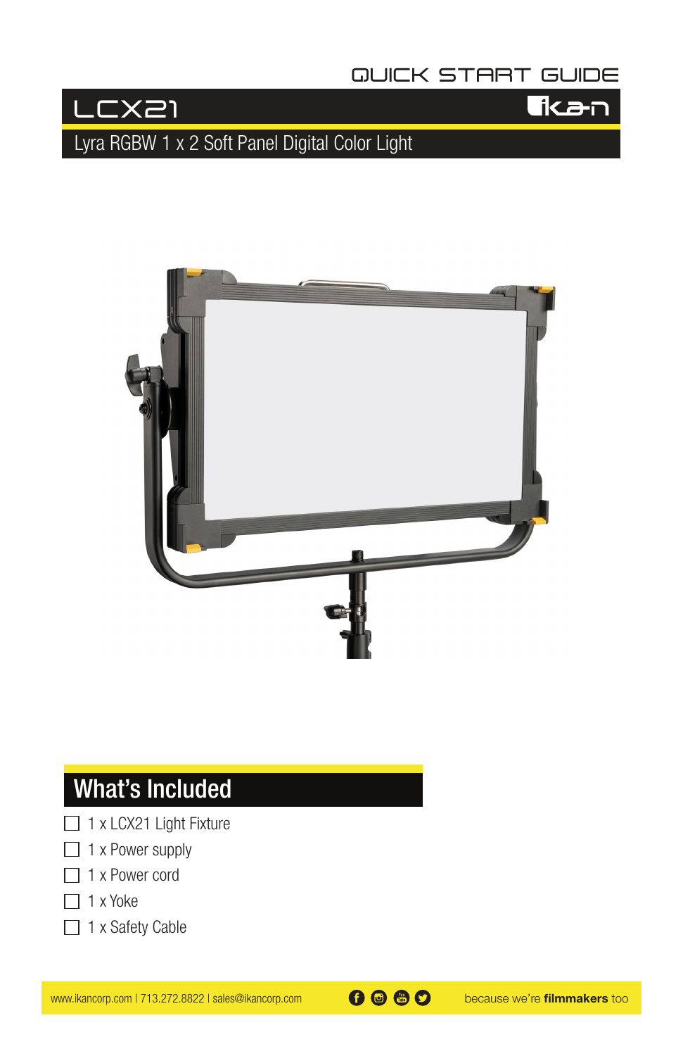QUICK START GUIDE

# LCX21

Lyra RGBW 1 x 2 Soft Panel Digital Color Light

## What's Included

- ☐ 1 x LCX21 Light Fixture
- ☐ 1 x Power supply
- ☐ 1 x Power cord
- ☐ 1 x Yoke
- ☐ 1 x Safety Cable

www.ikancorp.com | 713.272.8822 | sales@ikancorp.com

because we're **filmmakers** too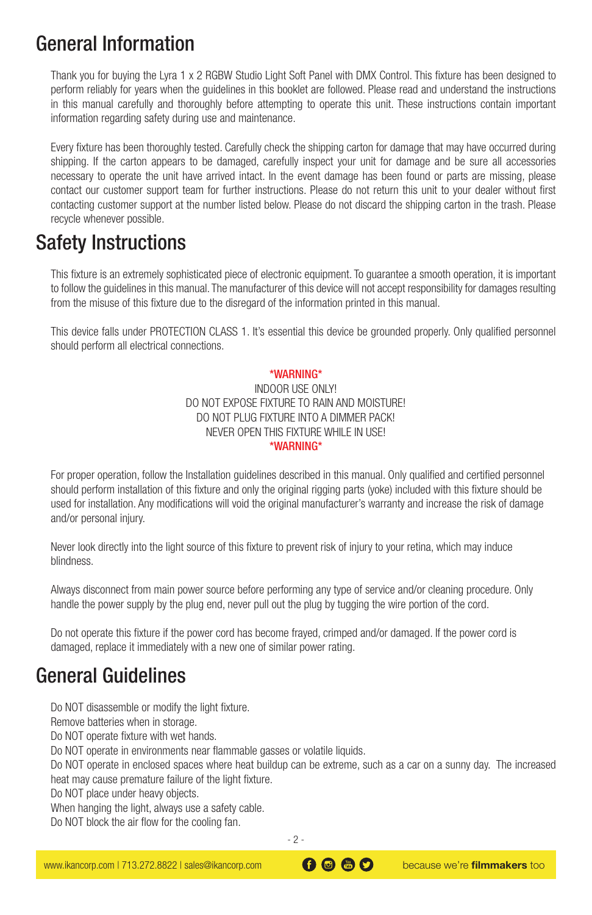# General Information

Thank you for buying the Lyra 1 x 2 RGBW Studio Light Soft Panel with DMX Control. This fixture has been designed to perform reliably for years when the guidelines in this booklet are followed. Please read and understand the instructions in this manual carefully and thoroughly before attempting to operate this unit. These instructions contain important information regarding safety during use and maintenance.

Every fixture has been thoroughly tested. Carefully check the shipping carton for damage that may have occurred during shipping. If the carton appears to be damaged, carefully inspect your unit for damage and be sure all accessories necessary to operate the unit have arrived intact. In the event damage has been found or parts are missing, please contact our customer support team for further instructions. Please do not return this unit to your dealer without first contacting customer support at the number listed below. Please do not discard the shipping carton in the trash. Please recycle whenever possible.

# Safety Instructions

This fixture is an extremely sophisticated piece of electronic equipment. To guarantee a smooth operation, it is important to follow the guidelines in this manual. The manufacturer of this device will not accept responsibility for damages resulting from the misuse of this fixture due to the disregard of the information printed in this manual.

This device falls under PROTECTION CLASS 1. It's essential this device be grounded properly. Only qualified personnel should perform all electrical connections.

*WARNING*
INDOOR USE ONLY!
DO NOT EXPOSE FIXTURE TO RAIN AND MOISTURE!
DO NOT PLUG FIXTURE INTO A DIMMER PACK!
NEVER OPEN THIS FIXTURE WHILE IN USE!
*WARNING*

For proper operation, follow the Installation guidelines described in this manual. Only qualified and certified personnel should perform installation of this fixture and only the original rigging parts (yoke) included with this fixture should be used for installation. Any modifications will void the original manufacturer's warranty and increase the risk of damage and/or personal injury.

Never look directly into the light source of this fixture to prevent risk of injury to your retina, which may induce blindness.

Always disconnect from main power source before performing any type of service and/or cleaning procedure. Only handle the power supply by the plug end, never pull out the plug by tugging the wire portion of the cord.

Do not operate this fixture if the power cord has become frayed, crimped and/or damaged. If the power cord is damaged, replace it immediately with a new one of similar power rating.

# General Guidelines

Do NOT disassemble or modify the light fixture.
Remove batteries when in storage.
Do NOT operate fixture with wet hands.
Do NOT operate in environments near flammable gasses or volatile liquids.
Do NOT operate in enclosed spaces where heat buildup can be extreme, such as a car on a sunny day. The increased heat may cause premature failure of the light fixture.
Do NOT place under heavy objects.
When hanging the light, always use a safety cable.
Do NOT block the air flow for the cooling fan.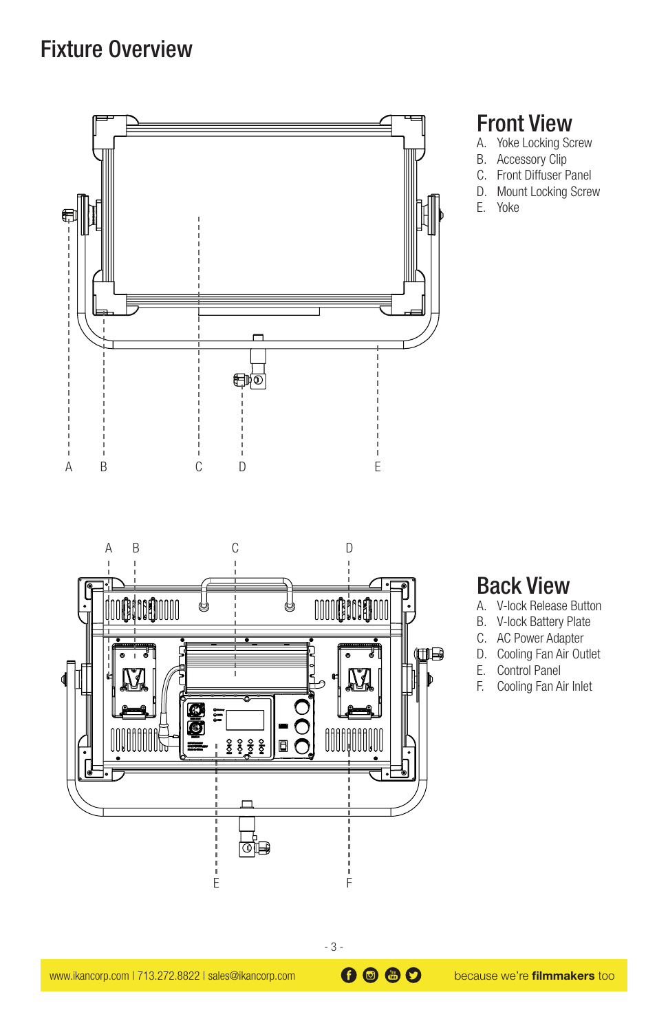# Fixture Overview

## Front View

A. Yoke Locking Screw
B. Accessory Clip
C. Front Diffuser Panel
D. Mount Locking Screw
E. Yoke

## Back View

A. V-lock Release Button
B. V-lock Battery Plate
C. AC Power Adapter
D. Cooling Fan Air Outlet
E. Control Panel
F. Cooling Fan Air Inlet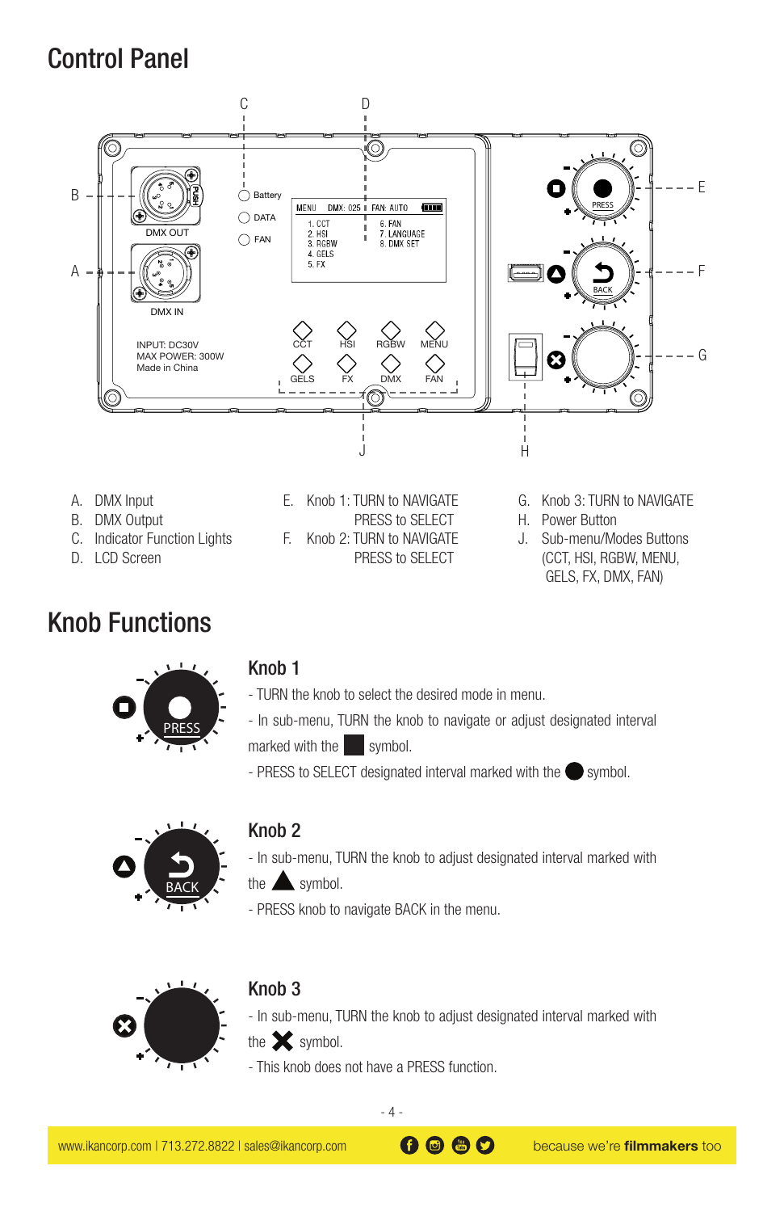## Control Panel

A. DMX Input
B. DMX Output
C. Indicator Function Lights
D. LCD Screen

E. Knob 1: TURN to NAVIGATE
PRESS to SELECT
F. Knob 2: TURN to NAVIGATE
PRESS to SELECT

G. Knob 3: TURN to NAVIGATE
H. Power Button
J. Sub-menu/Modes Buttons (CCT, HSI, RGBW, MENU, GELS, FX, DMX, FAN)

## Knob Functions

### Knob 1

- TURN the knob to select the desired mode in menu.

- In sub-menu, TURN the knob to navigate or adjust designated interval marked with the ■ symbol.

- PRESS to SELECT designated interval marked with the ● symbol.

### Knob 2

- In sub-menu, TURN the knob to adjust designated interval marked with the ▲ symbol.

- PRESS knob to navigate BACK in the menu.

### Knob 3

- In sub-menu, TURN the knob to adjust designated interval marked with the ✖ symbol.

- This knob does not have a PRESS function.

www.ikancorp.com | 713.272.8822 | sales@ikancorp.com because we're **filmmakers** too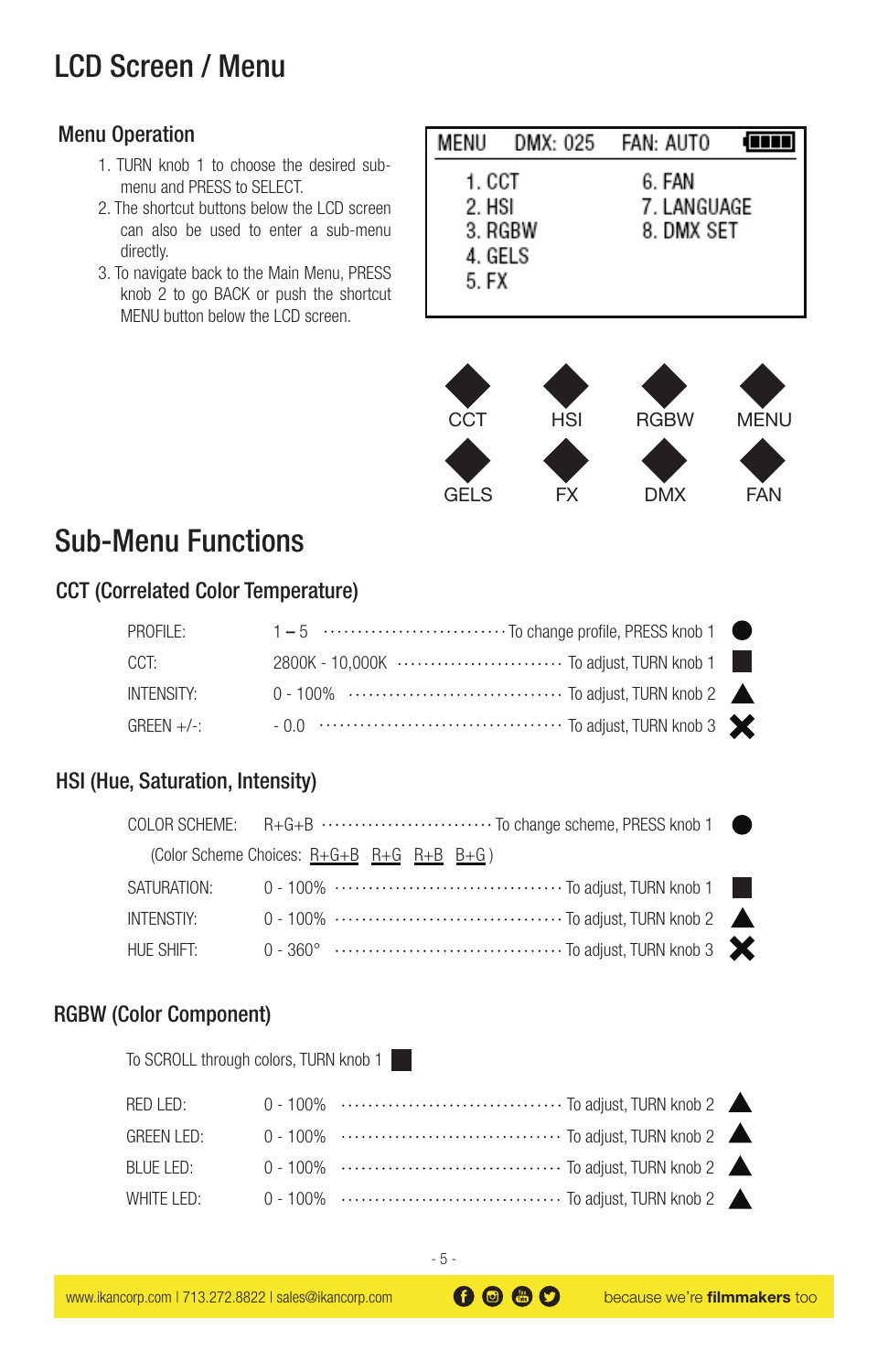# LCD Screen / Menu

## Menu Operation

1. TURN knob 1 to choose the desired sub-menu and PRESS to SELECT.
2. The shortcut buttons below the LCD screen can also be used to enter a sub-menu directly.
3. To navigate back to the Main Menu, PRESS knob 2 to go BACK or push the shortcut MENU button below the LCD screen.

```
MENU    DMX: 025    FAN: AUTO

  1. CCT           6. FAN
  2. HSI           7. LANGUAGE
  3. RGBW          8. DMX SET
  4. GELS
  5. FX
```

| CCT | HSI | RGBW | MENU |
|---|---|---|---|
| GELS | FX | DMX | FAN |

# Sub-Menu Functions

## CCT (Correlated Color Temperature)

| | | | |
|---|---|---|---|
| PROFILE: | 1 – 5 | To change profile, PRESS knob 1 | ● |
| CCT: | 2800K - 10,000K | To adjust, TURN knob 1 | ■ |
| INTENSITY: | 0 - 100% | To adjust, TURN knob 2 | ▲ |
| GREEN +/-: | - 0.0 | To adjust, TURN knob 3 | ✖ |

## HSI (Hue, Saturation, Intensity)

| | | | |
|---|---|---|---|
| COLOR SCHEME: | R+G+B | To change scheme, PRESS knob 1 | ● |
| (Color Scheme Choices: R+G+B R+G R+B B+G) | | | |
| SATURATION: | 0 - 100% | To adjust, TURN knob 1 | ■ |
| INTENSTIY: | 0 - 100% | To adjust, TURN knob 2 | ▲ |
| HUE SHIFT: | 0 - 360° | To adjust, TURN knob 3 | ✖ |

## RGBW (Color Component)

To SCROLL through colors, TURN knob 1 ■

| | | | |
|---|---|---|---|
| RED LED: | 0 - 100% | To adjust, TURN knob 2 | ▲ |
| GREEN LED: | 0 - 100% | To adjust, TURN knob 2 | ▲ |
| BLUE LED: | 0 - 100% | To adjust, TURN knob 2 | ▲ |
| WHITE LED: | 0 - 100% | To adjust, TURN knob 2 | ▲ |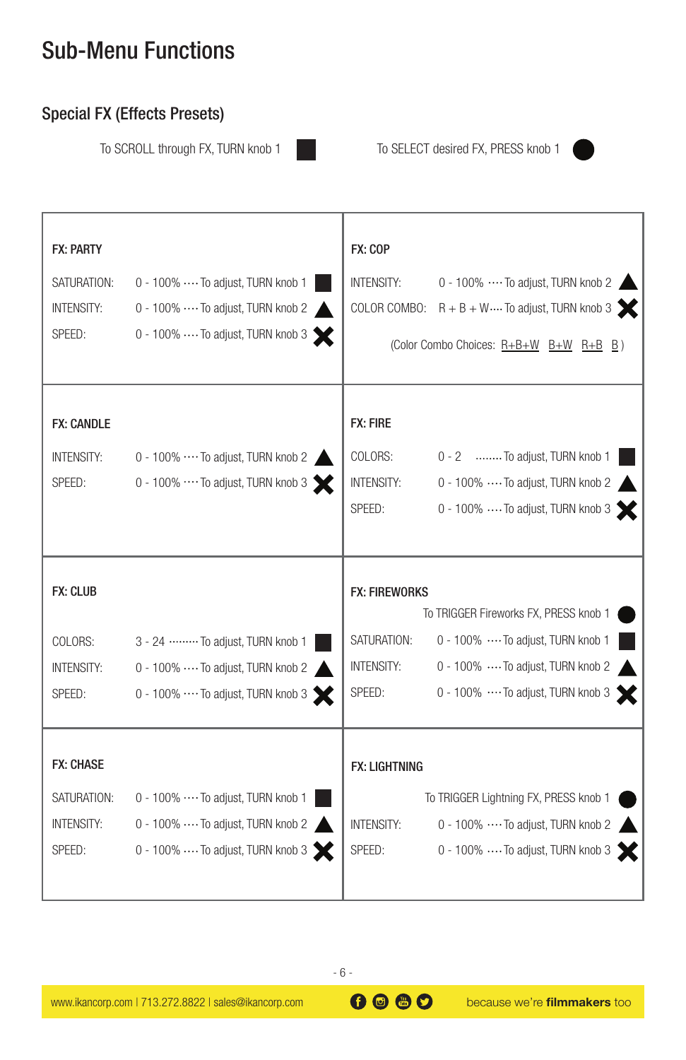# Sub-Menu Functions

## Special FX (Effects Presets)

To SCROLL through FX, TURN knob 1 ■

To SELECT desired FX, PRESS knob 1 ●

### FX: PARTY

| | | |
|---|---|---|
| SATURATION: | 0 - 100% | To adjust, TURN knob 1 ■ |
| INTENSITY: | 0 - 100% | To adjust, TURN knob 2 ▲ |
| SPEED: | 0 - 100% | To adjust, TURN knob 3 ✖ |

### FX: COP

| | | |
|---|---|---|
| INTENSITY: | 0 - 100% | To adjust, TURN knob 2 ▲ |
| COLOR COMBO: | R + B + W | To adjust, TURN knob 3 ✖ |

(Color Combo Choices: R+B+W B+W R+B B )

### FX: CANDLE

| | | |
|---|---|---|
| INTENSITY: | 0 - 100% | To adjust, TURN knob 2 ▲ |
| SPEED: | 0 - 100% | To adjust, TURN knob 3 ✖ |

### FX: FIRE

| | | |
|---|---|---|
| COLORS: | 0 - 2 | To adjust, TURN knob 1 ■ |
| INTENSITY: | 0 - 100% | To adjust, TURN knob 2 ▲ |
| SPEED: | 0 - 100% | To adjust, TURN knob 3 ✖ |

### FX: CLUB

| | | |
|---|---|---|
| COLORS: | 3 - 24 | To adjust, TURN knob 1 ■ |
| INTENSITY: | 0 - 100% | To adjust, TURN knob 2 ▲ |
| SPEED: | 0 - 100% | To adjust, TURN knob 3 ✖ |

### FX: FIREWORKS

To TRIGGER Fireworks FX, PRESS knob 1 ●

| | | |
|---|---|---|
| SATURATION: | 0 - 100% | To adjust, TURN knob 1 ■ |
| INTENSITY: | 0 - 100% | To adjust, TURN knob 2 ▲ |
| SPEED: | 0 - 100% | To adjust, TURN knob 3 ✖ |

### FX: CHASE

| | | |
|---|---|---|
| SATURATION: | 0 - 100% | To adjust, TURN knob 1 ■ |
| INTENSITY: | 0 - 100% | To adjust, TURN knob 2 ▲ |
| SPEED: | 0 - 100% | To adjust, TURN knob 3 ✖ |

### FX: LIGHTNING

To TRIGGER Lightning FX, PRESS knob 1 ●

| | | |
|---|---|---|
| INTENSITY: | 0 - 100% | To adjust, TURN knob 2 ▲ |
| SPEED: | 0 - 100% | To adjust, TURN knob 3 ✖ |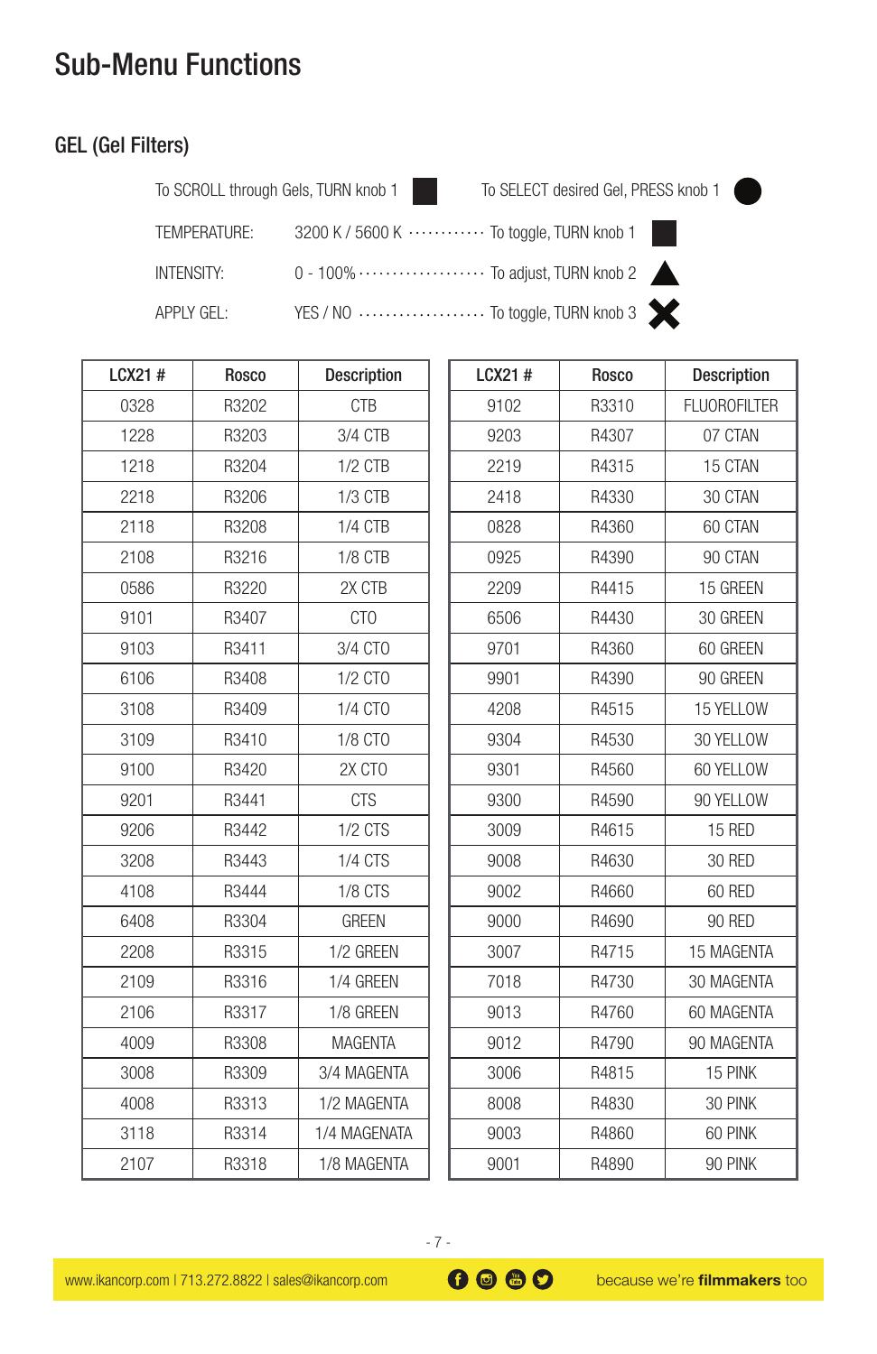# Sub-Menu Functions

## GEL (Gel Filters)

To SCROLL through Gels, TURN knob 1 ■    To SELECT desired Gel, PRESS knob 1 ●

TEMPERATURE: 3200 K / 5600 K ············ To toggle, TURN knob 1 ■

INTENSITY: 0 - 100% ···················· To adjust, TURN knob 2 ▲

APPLY GEL: YES / NO ···················· To toggle, TURN knob 3 ✖

| LCX21 # | Rosco | Description |
|---|---|---|
| 0328 | R3202 | CTB |
| 1228 | R3203 | 3/4 CTB |
| 1218 | R3204 | 1/2 CTB |
| 2218 | R3206 | 1/3 CTB |
| 2118 | R3208 | 1/4 CTB |
| 2108 | R3216 | 1/8 CTB |
| 0586 | R3220 | 2X CTB |
| 9101 | R3407 | CTO |
| 9103 | R3411 | 3/4 CTO |
| 6106 | R3408 | 1/2 CTO |
| 3108 | R3409 | 1/4 CTO |
| 3109 | R3410 | 1/8 CTO |
| 9100 | R3420 | 2X CTO |
| 9201 | R3441 | CTS |
| 9206 | R3442 | 1/2 CTS |
| 3208 | R3443 | 1/4 CTS |
| 4108 | R3444 | 1/8 CTS |
| 6408 | R3304 | GREEN |
| 2208 | R3315 | 1/2 GREEN |
| 2109 | R3316 | 1/4 GREEN |
| 2106 | R3317 | 1/8 GREEN |
| 4009 | R3308 | MAGENTA |
| 3008 | R3309 | 3/4 MAGENTA |
| 4008 | R3313 | 1/2 MAGENTA |
| 3118 | R3314 | 1/4 MAGENATA |
| 2107 | R3318 | 1/8 MAGENTA |

| LCX21 # | Rosco | Description |
|---|---|---|
| 9102 | R3310 | FLUOROFILTER |
| 9203 | R4307 | 07 CTAN |
| 2219 | R4315 | 15 CTAN |
| 2418 | R4330 | 30 CTAN |
| 0828 | R4360 | 60 CTAN |
| 0925 | R4390 | 90 CTAN |
| 2209 | R4415 | 15 GREEN |
| 6506 | R4430 | 30 GREEN |
| 9701 | R4360 | 60 GREEN |
| 9901 | R4390 | 90 GREEN |
| 4208 | R4515 | 15 YELLOW |
| 9304 | R4530 | 30 YELLOW |
| 9301 | R4560 | 60 YELLOW |
| 9300 | R4590 | 90 YELLOW |
| 3009 | R4615 | 15 RED |
| 9008 | R4630 | 30 RED |
| 9002 | R4660 | 60 RED |
| 9000 | R4690 | 90 RED |
| 3007 | R4715 | 15 MAGENTA |
| 7018 | R4730 | 30 MAGENTA |
| 9013 | R4760 | 60 MAGENTA |
| 9012 | R4790 | 90 MAGENTA |
| 3006 | R4815 | 15 PINK |
| 8008 | R4830 | 30 PINK |
| 9003 | R4860 | 60 PINK |
| 9001 | R4890 | 90 PINK |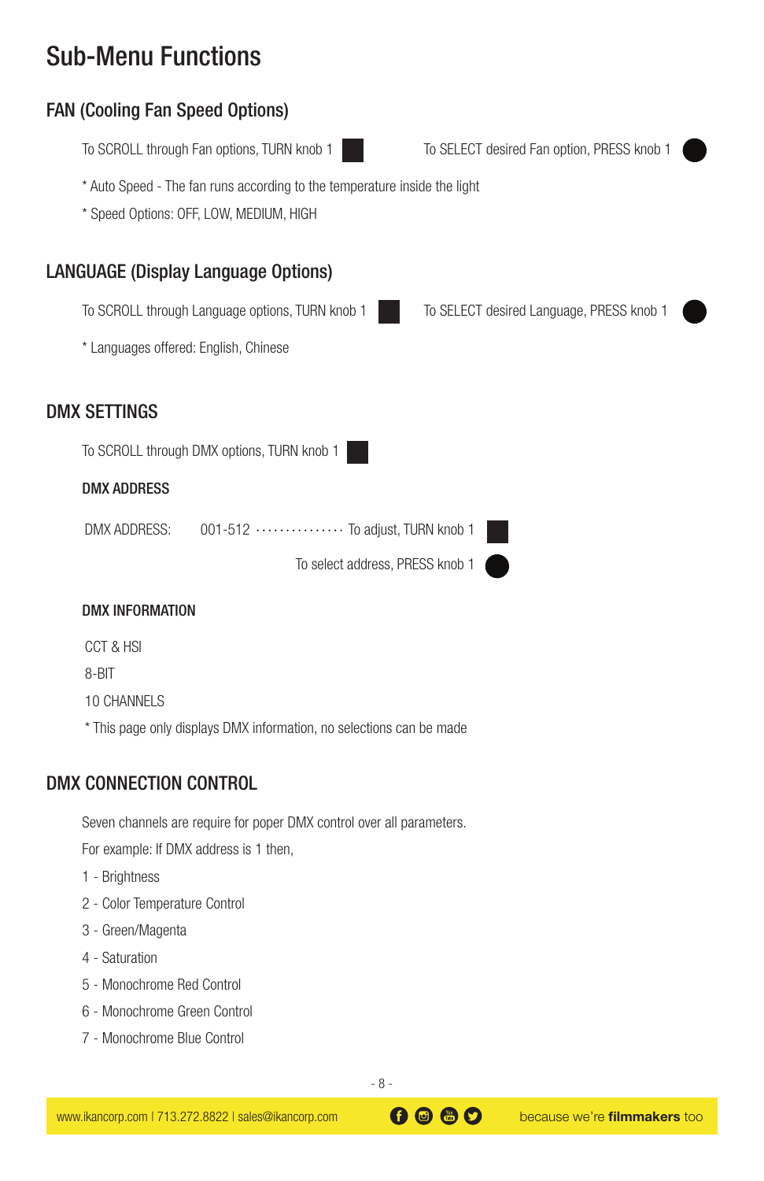# Sub-Menu Functions

## FAN (Cooling Fan Speed Options)

To SCROLL through Fan options, TURN knob 1 ■ To SELECT desired Fan option, PRESS knob 1 ●

* Auto Speed - The fan runs according to the temperature inside the light
* Speed Options: OFF, LOW, MEDIUM, HIGH

## LANGUAGE (Display Language Options)

To SCROLL through Language options, TURN knob 1 ■ To SELECT desired Language, PRESS knob 1 ●

* Languages offered: English, Chinese

## DMX SETTINGS

To SCROLL through DMX options, TURN knob 1 ■

### DMX ADDRESS

DMX ADDRESS: 001-512 ················ To adjust, TURN knob 1 ■

To select address, PRESS knob 1 ●

### DMX INFORMATION

CCT & HSI

8-BIT

10 CHANNELS

* This page only displays DMX information, no selections can be made

## DMX CONNECTION CONTROL

Seven channels are require for poper DMX control over all parameters.

For example: If DMX address is 1 then,

1 - Brightness

2 - Color Temperature Control

3 - Green/Magenta

4 - Saturation

5 - Monochrome Red Control

6 - Monochrome Green Control

7 - Monochrome Blue Control

www.ikancorp.com | 713.272.8822 | sales@ikancorp.com — because we're **filmmakers** too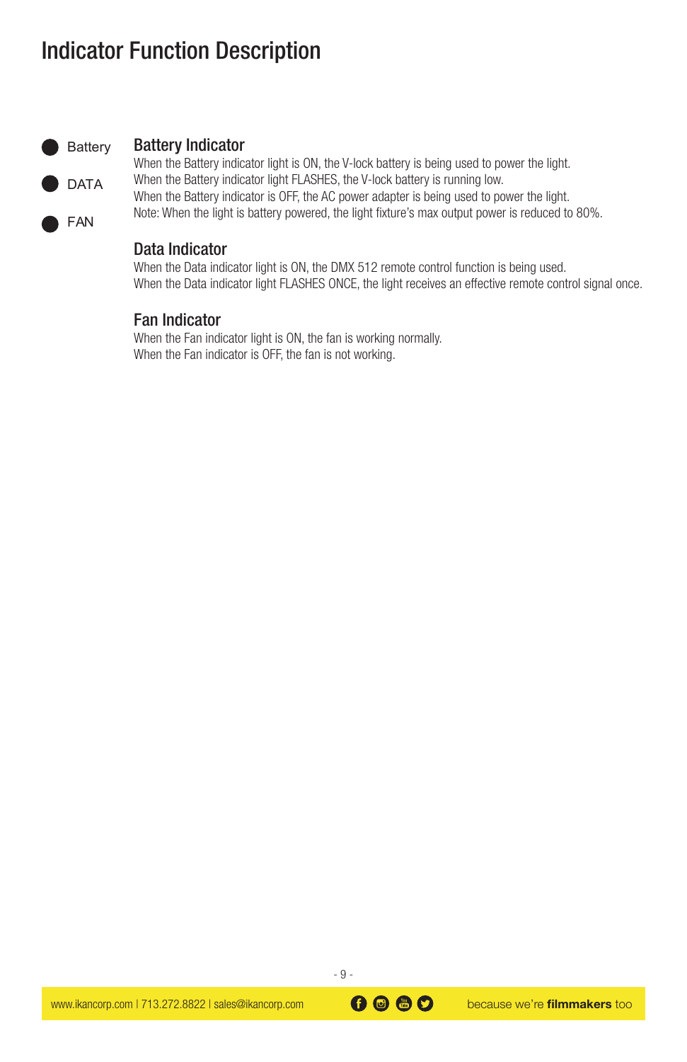# Indicator Function Description

- Battery
- DATA
- FAN

## Battery Indicator

When the Battery indicator light is ON, the V-lock battery is being used to power the light.
When the Battery indicator light FLASHES, the V-lock battery is running low.
When the Battery indicator is OFF, the AC power adapter is being used to power the light.
Note: When the light is battery powered, the light fixture's max output power is reduced to 80%.

## Data Indicator

When the Data indicator light is ON, the DMX 512 remote control function is being used.
When the Data indicator light FLASHES ONCE, the light receives an effective remote control signal once.

## Fan Indicator

When the Fan indicator light is ON, the fan is working normally.
When the Fan indicator is OFF, the fan is not working.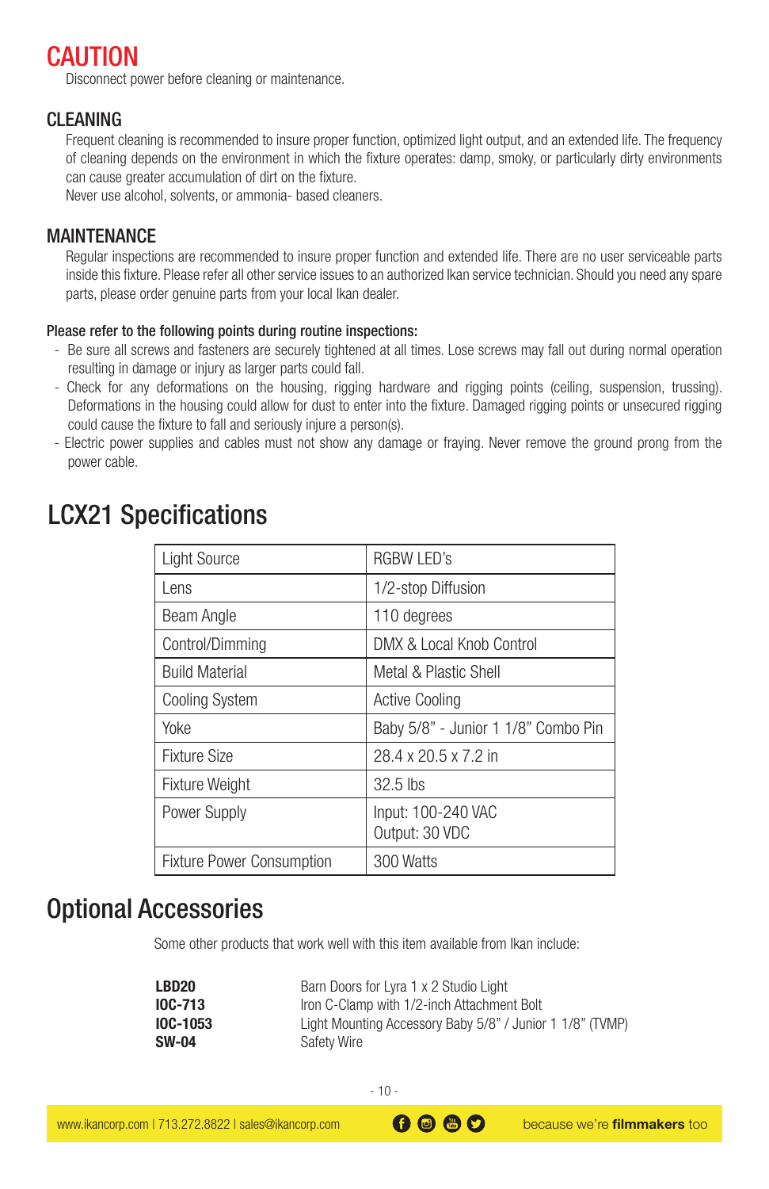# CAUTION

Disconnect power before cleaning or maintenance.

## CLEANING

Frequent cleaning is recommended to insure proper function, optimized light output, and an extended life. The frequency of cleaning depends on the environment in which the fixture operates: damp, smoky, or particularly dirty environments can cause greater accumulation of dirt on the fixture.
Never use alcohol, solvents, or ammonia- based cleaners.

## MAINTENANCE

Regular inspections are recommended to insure proper function and extended life. There are no user serviceable parts inside this fixture. Please refer all other service issues to an authorized Ikan service technician. Should you need any spare parts, please order genuine parts from your local Ikan dealer.

**Please refer to the following points during routine inspections:**

- Be sure all screws and fasteners are securely tightened at all times. Lose screws may fall out during normal operation resulting in damage or injury as larger parts could fall.
- Check for any deformations on the housing, rigging hardware and rigging points (ceiling, suspension, trussing). Deformations in the housing could allow for dust to enter into the fixture. Damaged rigging points or unsecured rigging could cause the fixture to fall and seriously injure a person(s).
- Electric power supplies and cables must not show any damage or fraying. Never remove the ground prong from the power cable.

# LCX21 Specifications

| | |
|---|---|
| Light Source | RGBW LED's |
| Lens | 1/2-stop Diffusion |
| Beam Angle | 110 degrees |
| Control/Dimming | DMX & Local Knob Control |
| Build Material | Metal & Plastic Shell |
| Cooling System | Active Cooling |
| Yoke | Baby 5/8" - Junior 1 1/8" Combo Pin |
| Fixture Size | 28.4 x 20.5 x 7.2 in |
| Fixture Weight | 32.5 lbs |
| Power Supply | Input: 100-240 VAC<br>Output: 30 VDC |
| Fixture Power Consumption | 300 Watts |

# Optional Accessories

Some other products that work well with this item available from Ikan include:

**LBD20** Barn Doors for Lyra 1 x 2 Studio Light
**IOC-713** Iron C-Clamp with 1/2-inch Attachment Bolt
**IOC-1053** Light Mounting Accessory Baby 5/8" / Junior 1 1/8" (TVMP)
**SW-04** Safety Wire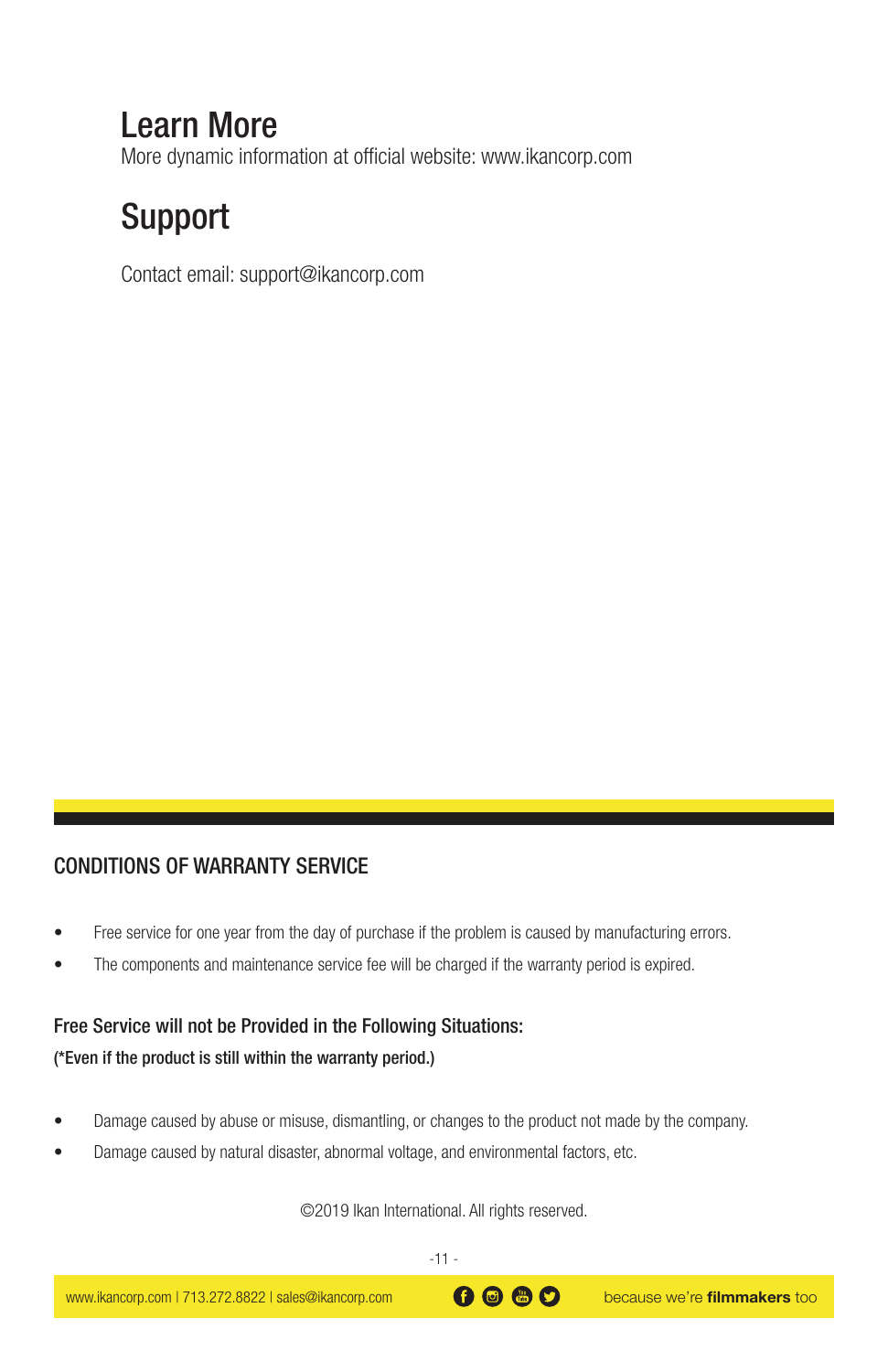## Learn More

More dynamic information at official website: www.ikancorp.com

## Support

Contact email: support@ikancorp.com

### CONDITIONS OF WARRANTY SERVICE

- Free service for one year from the day of purchase if the problem is caused by manufacturing errors.
- The components and maintenance service fee will be charged if the warranty period is expired.

**Free Service will not be Provided in the Following Situations:**
**(*Even if the product is still within the warranty period.)**

- Damage caused by abuse or misuse, dismantling, or changes to the product not made by the company.
- Damage caused by natural disaster, abnormal voltage, and environmental factors, etc.

©2019 Ikan International. All rights reserved.

www.ikancorp.com | 713.272.8822 | sales@ikancorp.com

because we're **filmmakers** too